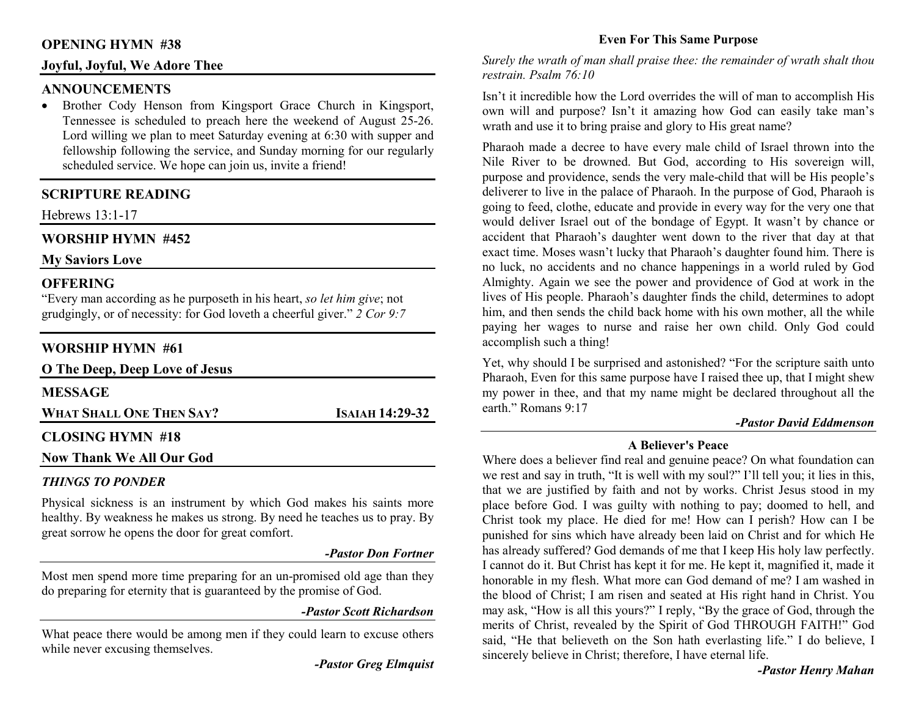## OPENING HYMN #38

**Joyful, Joyful, We Adore Thee**

## ANNOUNCEMENTS

- Brother Cody Henson from Kingsport Grace Church in Kingsport, Tennessee is scheduled to preach here the weekend of August 25-26. Lord willing we plan to meet Saturday evening at 6:30 with supper and fellowship following the service, and Sunday morning for our regularly scheduled service. We hope can join us, invite a friend!

## SCRIPTURE READING

Hebrews 13:1-17

## WORSHIP HYMN #452

**My Saviors Love**

## OFFERING

"Every man according as he purposeth in his heart, *so let him give*; not grudgingly, or of necessity: for God loveth a cheerful giver." *2 Cor 9:7*

## WORSHIP HYMN #61

**O The Deep, Deep Love of Jesus**

## MESSAGE

**WHAT SHALL ONE THEN SAY?** **ISAIAH 14:29-32**

## CLOSING HYMN #18

**Now Thank We All Our God**

### *THINGS TO PONDER*

Physical sickness is an instrument by which God makes his saints more healthy. By weakness he makes us strong. By need he teaches us to pray. By great sorrow he opens the door for great comfort.

***-Pastor Don Fortner***

Most men spend more time preparing for an un-promised old age than they do preparing for eternity that is guaranteed by the promise of God.

***-Pastor Scott Richardson***

What peace there would be among men if they could learn to excuse others while never excusing themselves.

***-Pastor Greg Elmquist***

### Even For This Same Purpose

*Surely the wrath of man shall praise thee: the remainder of wrath shalt thou restrain. Psalm 76:10*

Isn't it incredible how the Lord overrides the will of man to accomplish His own will and purpose? Isn't it amazing how God can easily take man's wrath and use it to bring praise and glory to His great name?

Pharaoh made a decree to have every male child of Israel thrown into the Nile River to be drowned. But God, according to His sovereign will, purpose and providence, sends the very male-child that will be His people's deliverer to live in the palace of Pharaoh. In the purpose of God, Pharaoh is going to feed, clothe, educate and provide in every way for the very one that would deliver Israel out of the bondage of Egypt. It wasn't by chance or accident that Pharaoh's daughter went down to the river that day at that exact time. Moses wasn't lucky that Pharaoh's daughter found him. There is no luck, no accidents and no chance happenings in a world ruled by God Almighty. Again we see the power and providence of God at work in the lives of His people. Pharaoh's daughter finds the child, determines to adopt him, and then sends the child back home with his own mother, all the while paying her wages to nurse and raise her own child. Only God could accomplish such a thing!

Yet, why should I be surprised and astonished? "For the scripture saith unto Pharaoh, Even for this same purpose have I raised thee up, that I might shew my power in thee, and that my name might be declared throughout all the earth." Romans 9:17

***-Pastor David Eddmenson***

### A Believer's Peace

Where does a believer find real and genuine peace? On what foundation can we rest and say in truth, "It is well with my soul?" I'll tell you; it lies in this, that we are justified by faith and not by works. Christ Jesus stood in my place before God. I was guilty with nothing to pay; doomed to hell, and Christ took my place. He died for me! How can I perish? How can I be punished for sins which have already been laid on Christ and for which He has already suffered? God demands of me that I keep His holy law perfectly. I cannot do it. But Christ has kept it for me. He kept it, magnified it, made it honorable in my flesh. What more can God demand of me? I am washed in the blood of Christ; I am risen and seated at His right hand in Christ. You may ask, "How is all this yours?" I reply, "By the grace of God, through the merits of Christ, revealed by the Spirit of God THROUGH FAITH!" God said, "He that believeth on the Son hath everlasting life." I do believe, I sincerely believe in Christ; therefore, I have eternal life.

***-Pastor Henry Mahan***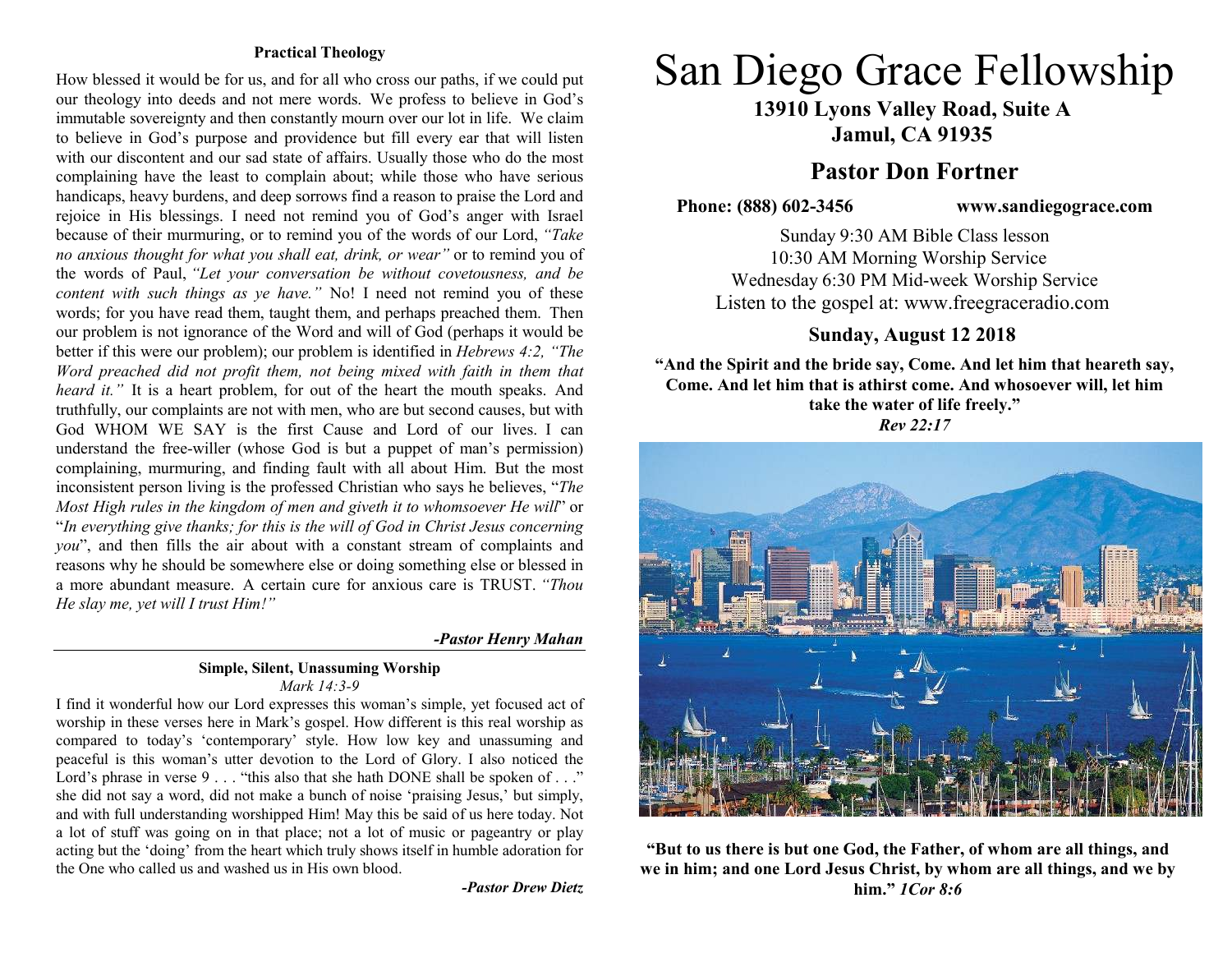### Practical Theology

How blessed it would be for us, and for all who cross our paths, if we could put our theology into deeds and not mere words. We profess to believe in God's immutable sovereignty and then constantly mourn over our lot in life. We claim to believe in God's purpose and providence but fill every ear that will listen with our discontent and our sad state of affairs. Usually those who do the most complaining have the least to complain about; while those who have serious handicaps, heavy burdens, and deep sorrows find a reason to praise the Lord and rejoice in His blessings. I need not remind you of God's anger with Israel because of their murmuring, or to remind you of the words of our Lord, *"Take no anxious thought for what you shall eat, drink, or wear"* or to remind you of the words of Paul, *"Let your conversation be without covetousness, and be content with such things as ye have."* No! I need not remind you of these words; for you have read them, taught them, and perhaps preached them. Then our problem is not ignorance of the Word and will of God (perhaps it would be better if this were our problem); our problem is identified in *Hebrews 4:2, "The Word preached did not profit them, not being mixed with faith in them that heard it."* It is a heart problem, for out of the heart the mouth speaks. And truthfully, our complaints are not with men, who are but second causes, but with God WHOM WE SAY is the first Cause and Lord of our lives. I can understand the free-willer (whose God is but a puppet of man's permission) complaining, murmuring, and finding fault with all about Him. But the most inconsistent person living is the professed Christian who says he believes, "*The Most High rules in the kingdom of men and giveth it to whomsoever He will*" or "*In everything give thanks; for this is the will of God in Christ Jesus concerning you*", and then fills the air about with a constant stream of complaints and reasons why he should be somewhere else or doing something else or blessed in a more abundant measure. A certain cure for anxious care is TRUST. *"Thou He slay me, yet will I trust Him!"*

***-Pastor Henry Mahan***

---

### Simple, Silent, Unassuming Worship

*Mark 14:3-9*

I find it wonderful how our Lord expresses this woman's simple, yet focused act of worship in these verses here in Mark's gospel. How different is this real worship as compared to today's 'contemporary' style. How low key and unassuming and peaceful is this woman's utter devotion to the Lord of Glory. I also noticed the Lord's phrase in verse 9 . . . "this also that she hath DONE shall be spoken of . . ." she did not say a word, did not make a bunch of noise 'praising Jesus,' but simply, and with full understanding worshipped Him! May this be said of us here today. Not a lot of stuff was going on in that place; not a lot of music or pageantry or play acting but the 'doing' from the heart which truly shows itself in humble adoration for the One who called us and washed us in His own blood.

***-Pastor Drew Dietz***

# San Diego Grace Fellowship

**13910 Lyons Valley Road, Suite A**
**Jamul, CA 91935**

## Pastor Don Fortner

**Phone: (888) 602-3456** **www.sandiegograce.com**

Sunday 9:30 AM Bible Class lesson
10:30 AM Morning Worship Service
Wednesday 6:30 PM Mid-week Worship Service
Listen to the gospel at: www.freegraceradio.com

## Sunday, August 12 2018

**"And the Spirit and the bride say, Come. And let him that heareth say, Come. And let him that is athirst come. And whosoever will, let him take the water of life freely."**
***Rev 22:17***

**"But to us there is but one God, the Father, of whom are all things, and we in him; and one Lord Jesus Christ, by whom are all things, and we by him."** ***1Cor 8:6***